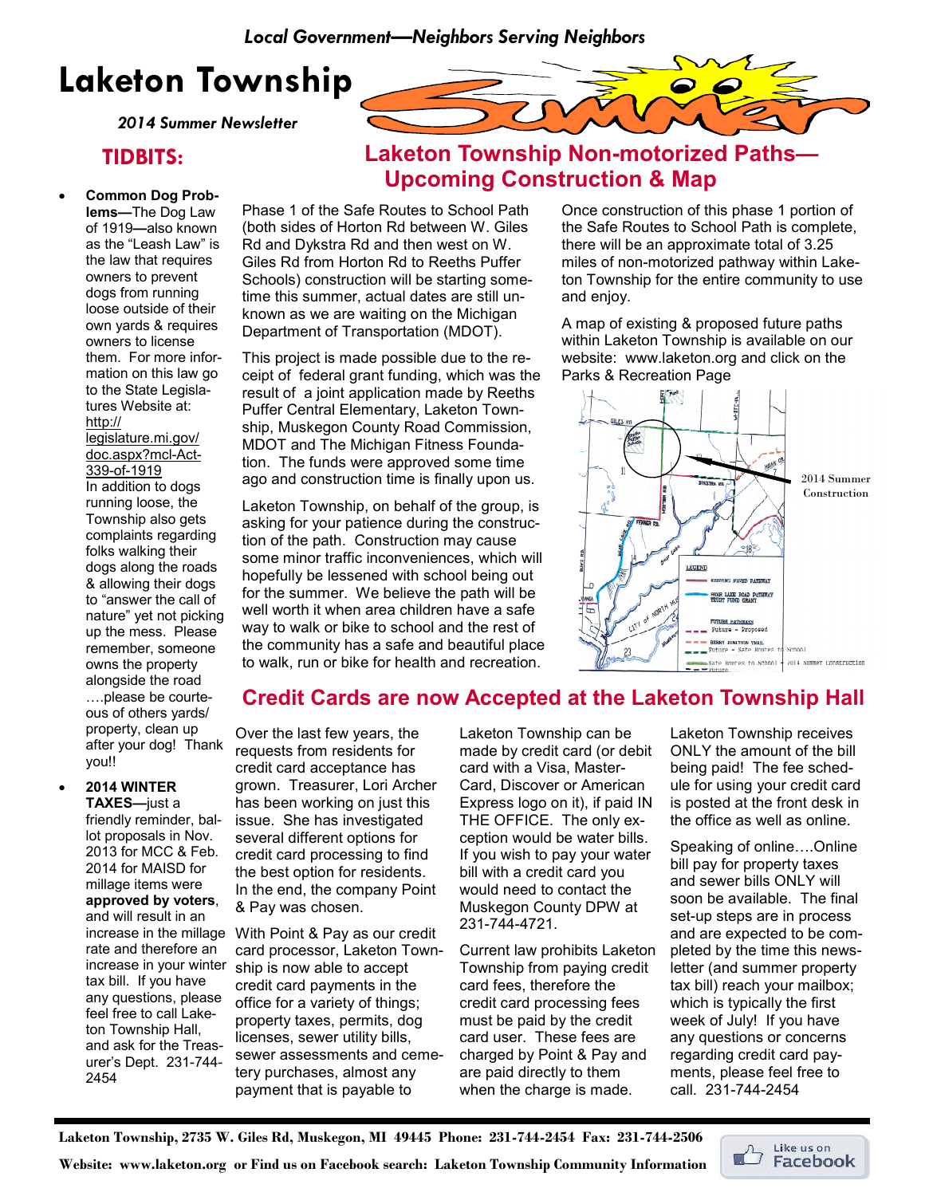*Local Government—Neighbors Serving Neighbors*

# Laketon Township

*2014 Summer Newsletter*

## TIDBITS:

- **Common Dog Problems—**The Dog Law of 1919**—**also known as the "Leash Law" is the law that requires owners to prevent dogs from running loose outside of their own yards & requires owners to license them. For more information on this law go to the State Legislatures Website at: http://legislature.mi.gov/doc.aspx?mcl-Act-339-of-1919
  In addition to dogs running loose, the Township also gets complaints regarding folks walking their dogs along the roads & allowing their dogs to "answer the call of nature" yet not picking up the mess. Please remember, someone owns the property alongside the road ….please be courteous of others yards/property, clean up after your dog! Thank you!!

- **2014 WINTER TAXES**—just a friendly reminder, ballot proposals in Nov. 2013 for MCC & Feb. 2014 for MAISD for millage items were **approved by voters**, and will result in an increase in the millage rate and therefore an increase in your winter tax bill. If you have any questions, please feel free to call Laketon Township Hall, and ask for the Treasurer's Dept. 231-744-2454

## Laketon Township Non-motorized Paths—Upcoming Construction & Map

Phase 1 of the Safe Routes to School Path (both sides of Horton Rd between W. Giles Rd and Dykstra Rd and then west on W. Giles Rd from Horton Rd to Reeths Puffer Schools) construction will be starting sometime this summer, actual dates are still unknown as we are waiting on the Michigan Department of Transportation (MDOT).

This project is made possible due to the receipt of federal grant funding, which was the result of a joint application made by Reeths Puffer Central Elementary, Laketon Township, Muskegon County Road Commission, MDOT and The Michigan Fitness Foundation. The funds were approved some time ago and construction time is finally upon us.

Laketon Township, on behalf of the group, is asking for your patience during the construction of the path. Construction may cause some minor traffic inconveniences, which will hopefully be lessened with school being out for the summer. We believe the path will be well worth it when area children have a safe way to walk or bike to school and the rest of the community has a safe and beautiful place to walk, run or bike for health and recreation.

Once construction of this phase 1 portion of the Safe Routes to School Path is complete, there will be an approximate total of 3.25 miles of non-motorized pathway within Laketon Township for the entire community to use and enjoy.

A map of existing & proposed future paths within Laketon Township is available on our website: www.laketon.org and click on the Parks & Recreation Page

2014 Summer Construction

## Credit Cards are now Accepted at the Laketon Township Hall

Over the last few years, the requests from residents for credit card acceptance has grown. Treasurer, Lori Archer has been working on just this issue. She has investigated several different options for credit card processing to find the best option for residents. In the end, the company Point & Pay was chosen.

With Point & Pay as our credit card processor, Laketon Township is now able to accept credit card payments in the office for a variety of things; property taxes, permits, dog licenses, sewer utility bills, sewer assessments and cemetery purchases, almost any payment that is payable to Laketon Township can be made by credit card (or debit card with a Visa, MasterCard, Discover or American Express logo on it), if paid IN THE OFFICE. The only exception would be water bills. If you wish to pay your water bill with a credit card you would need to contact the Muskegon County DPW at 231-744-4721.

Current law prohibits Laketon Township from paying credit card fees, therefore the credit card processing fees must be paid by the credit card user. These fees are charged by Point & Pay and are paid directly to them when the charge is made. Laketon Township receives ONLY the amount of the bill being paid! The fee schedule for using your credit card is posted at the front desk in the office as well as online.

Speaking of online….Online bill pay for property taxes and sewer bills ONLY will soon be available. The final set-up steps are in process and are expected to be completed by the time this newsletter (and summer property tax bill) reach your mailbox; which is typically the first week of July! If you have any questions or concerns regarding credit card payments, please feel free to call. 231-744-2454

**Laketon Township, 2735 W. Giles Rd, Muskegon, MI 49445 Phone: 231-744-2454 Fax: 231-744-2506**

**Website: www.laketon.org or Find us on Facebook search: Laketon Township Community Information**

Like us on Facebook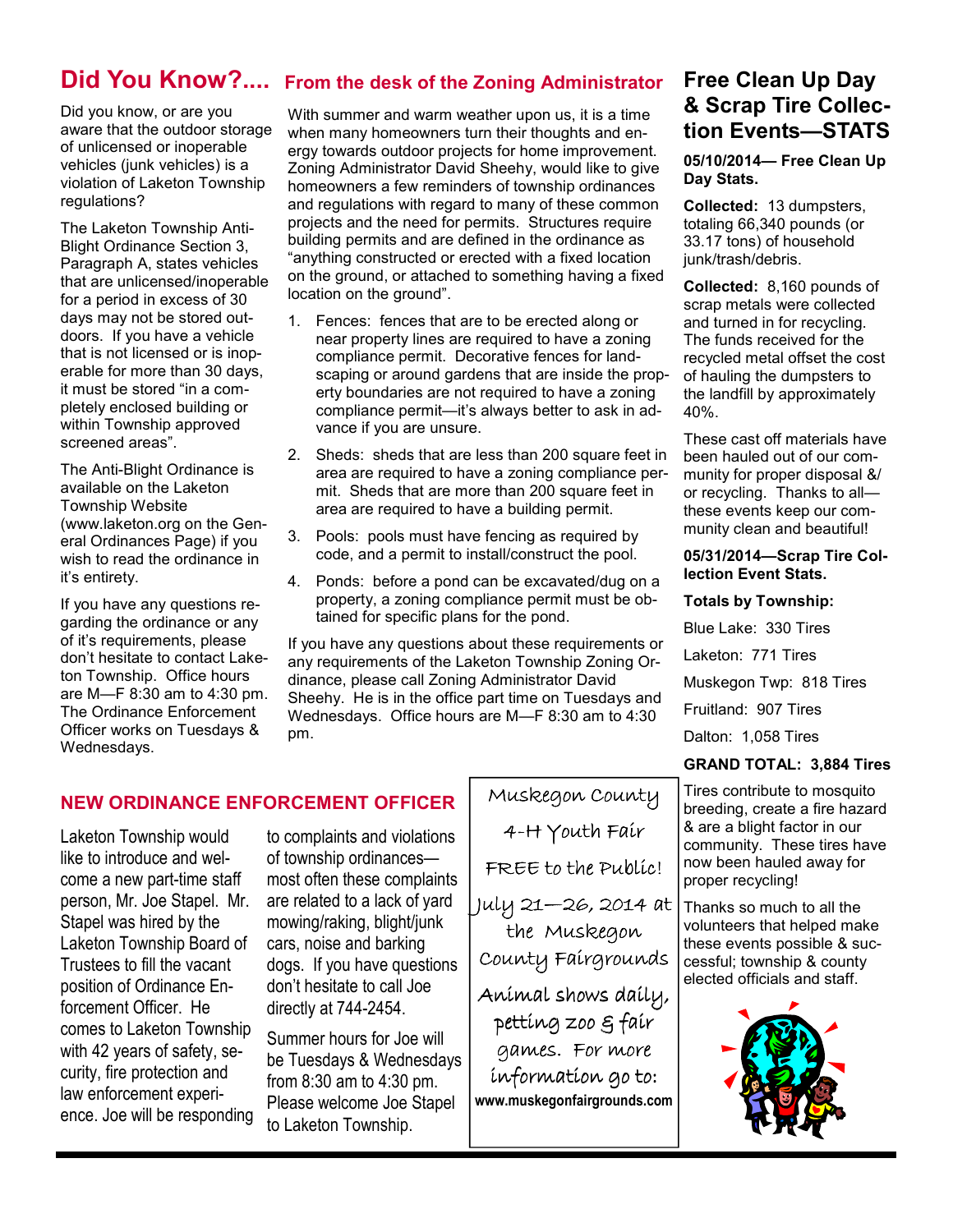## Did You Know?....

Did you know, or are you aware that the outdoor storage of unlicensed or inoperable vehicles (junk vehicles) is a violation of Laketon Township regulations?

The Laketon Township Anti-Blight Ordinance Section 3, Paragraph A, states vehicles that are unlicensed/inoperable for a period in excess of 30 days may not be stored outdoors. If you have a vehicle that is not licensed or is inoperable for more than 30 days, it must be stored "in a completely enclosed building or within Township approved screened areas".

The Anti-Blight Ordinance is available on the Laketon Township Website (www.laketon.org on the General Ordinances Page) if you wish to read the ordinance in it's entirety.

If you have any questions regarding the ordinance or any of it's requirements, please don't hesitate to contact Laketon Township. Office hours are M—F 8:30 am to 4:30 pm. The Ordinance Enforcement Officer works on Tuesdays & Wednesdays.

## From the desk of the Zoning Administrator

With summer and warm weather upon us, it is a time when many homeowners turn their thoughts and energy towards outdoor projects for home improvement. Zoning Administrator David Sheehy, would like to give homeowners a few reminders of township ordinances and regulations with regard to many of these common projects and the need for permits. Structures require building permits and are defined in the ordinance as "anything constructed or erected with a fixed location on the ground, or attached to something having a fixed location on the ground".

1. Fences: fences that are to be erected along or near property lines are required to have a zoning compliance permit. Decorative fences for landscaping or around gardens that are inside the property boundaries are not required to have a zoning compliance permit—it's always better to ask in advance if you are unsure.
2. Sheds: sheds that are less than 200 square feet in area are required to have a zoning compliance permit. Sheds that are more than 200 square feet in area are required to have a building permit.
3. Pools: pools must have fencing as required by code, and a permit to install/construct the pool.
4. Ponds: before a pond can be excavated/dug on a property, a zoning compliance permit must be obtained for specific plans for the pond.

If you have any questions about these requirements or any requirements of the Laketon Township Zoning Ordinance, please call Zoning Administrator David Sheehy. He is in the office part time on Tuesdays and Wednesdays. Office hours are M—F 8:30 am to 4:30 pm.

## Free Clean Up Day & Scrap Tire Collection Events—STATS

**05/10/2014— Free Clean Up Day Stats.**

**Collected:** 13 dumpsters, totaling 66,340 pounds (or 33.17 tons) of household junk/trash/debris.

**Collected:** 8,160 pounds of scrap metals were collected and turned in for recycling. The funds received for the recycled metal offset the cost of hauling the dumpsters to the landfill by approximately 40%.

These cast off materials have been hauled out of our community for proper disposal &/ or recycling. Thanks to all—these events keep our community clean and beautiful!

**05/31/2014—Scrap Tire Collection Event Stats.**

**Totals by Township:**

Blue Lake: 330 Tires

Laketon: 771 Tires

Muskegon Twp: 818 Tires

Fruitland: 907 Tires

Dalton: 1,058 Tires

**GRAND TOTAL: 3,884 Tires**

Tires contribute to mosquito breeding, create a fire hazard & are a blight factor in our community. These tires have now been hauled away for proper recycling!

Thanks so much to all the volunteers that helped make these events possible & successful; township & county elected officials and staff.

## NEW ORDINANCE ENFORCEMENT OFFICER

Laketon Township would like to introduce and welcome a new part-time staff person, Mr. Joe Stapel. Mr. Stapel was hired by the Laketon Township Board of Trustees to fill the vacant position of Ordinance Enforcement Officer. He comes to Laketon Township with 42 years of safety, security, fire protection and law enforcement experience. Joe will be responding to complaints and violations of township ordinances—most often these complaints are related to a lack of yard mowing/raking, blight/junk cars, noise and barking dogs. If you have questions don't hesitate to call Joe directly at 744-2454.

Summer hours for Joe will be Tuesdays & Wednesdays from 8:30 am to 4:30 pm. Please welcome Joe Stapel to Laketon Township.

Muskegon County 4-H Youth Fair

FREE to the Public!

July 21—26, 2014 at the Muskegon County Fairgrounds

Animal shows daily, petting zoo & fair games. For more information go to: **www.muskegonfairgrounds.com**